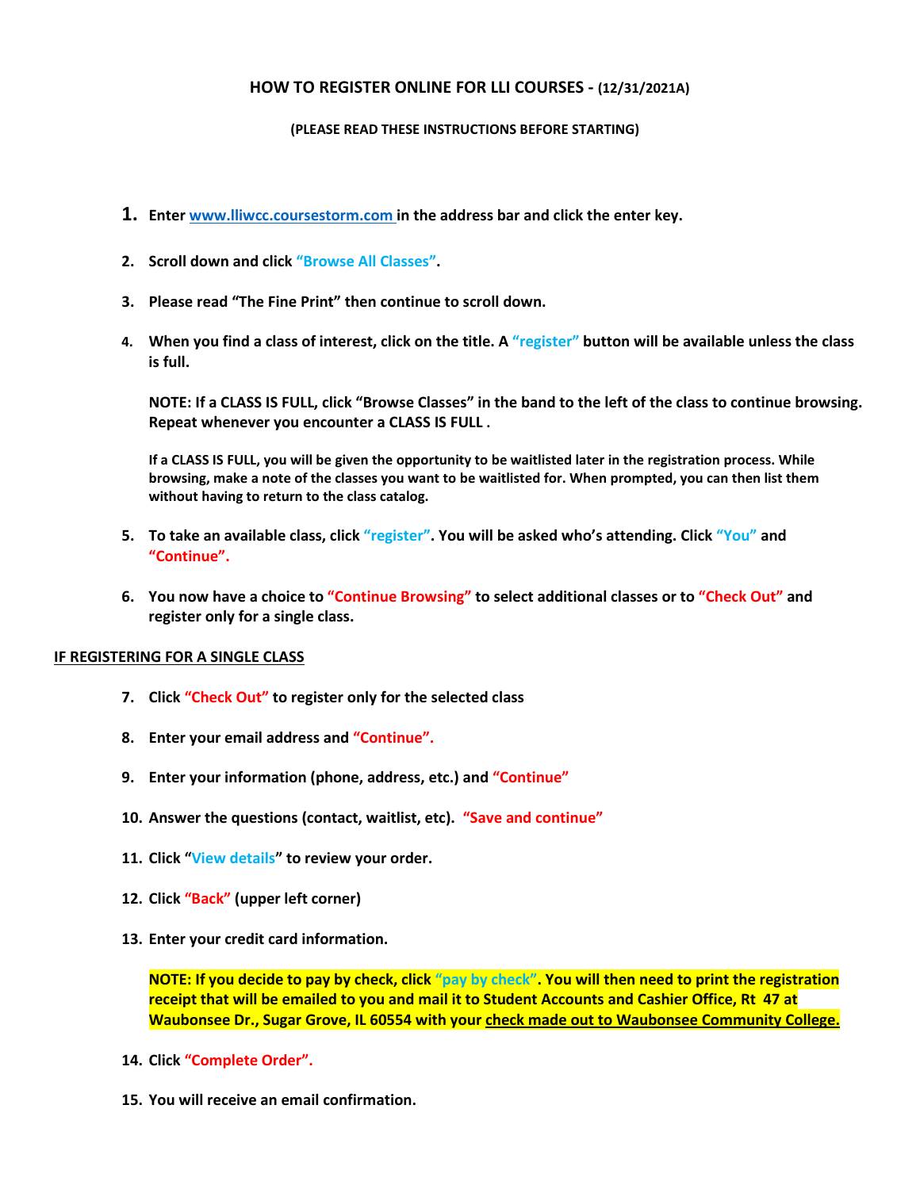# HOW TO REGISTER ONLINE FOR LLI COURSES - (12/31/2021A)

**(PLEASE READ THESE INSTRUCTIONS BEFORE STARTING)**

1. **Enter [www.lliwcc.coursestorm.com](http://www.lliwcc.coursestorm.com) in the address bar and click the enter key.**

2. **Scroll down and click "Browse All Classes".**

3. **Please read "The Fine Print" then continue to scroll down.**

4. **When you find a class of interest, click on the title. A "register" button will be available unless the class is full.**

   **NOTE: If a CLASS IS FULL, click "Browse Classes" in the band to the left of the class to continue browsing. Repeat whenever you encounter a CLASS IS FULL .**

   **If a CLASS IS FULL, you will be given the opportunity to be waitlisted later in the registration process. While browsing, make a note of the classes you want to be waitlisted for. When prompted, you can then list them without having to return to the class catalog.**

5. **To take an available class, click "register". You will be asked who's attending. Click "You" and "Continue".**

6. **You now have a choice to "Continue Browsing" to select additional classes or to "Check Out" and register only for a single class.**

**<u>IF REGISTERING FOR A SINGLE CLASS</u>**

7. **Click "Check Out" to register only for the selected class**

8. **Enter your email address and "Continue".**

9. **Enter your information (phone, address, etc.) and "Continue"**

10. **Answer the questions (contact, waitlist, etc). "Save and continue"**

11. **Click "View details" to review your order.**

12. **Click "Back" (upper left corner)**

13. **Enter your credit card information.**

    **NOTE: If you decide to pay by check, click "pay by check". You will then need to print the registration receipt that will be emailed to you and mail it to Student Accounts and Cashier Office, Rt 47 at Waubonsee Dr., Sugar Grove, IL 60554 with your <u>check made out to Waubonsee Community College.</u>**

14. **Click "Complete Order".**

15. **You will receive an email confirmation.**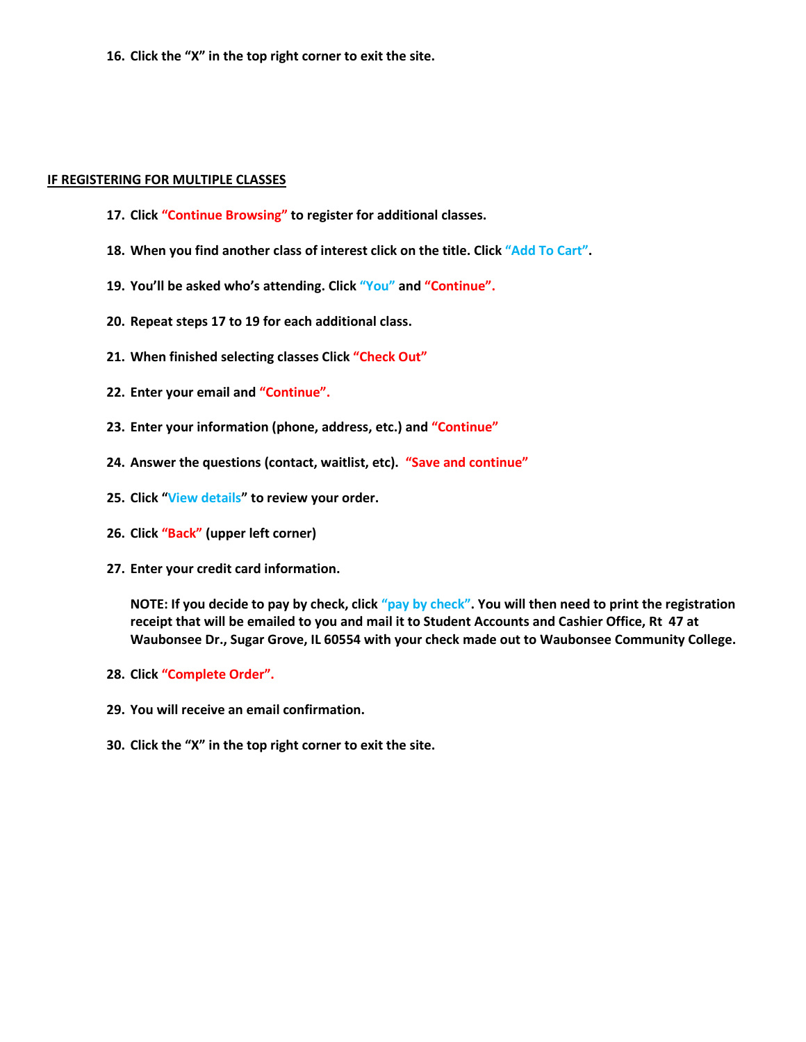16. **Click the "X" in the top right corner to exit the site.**

**IF REGISTERING FOR MULTIPLE CLASSES**

17. **Click "Continue Browsing" to register for additional classes.**

18. **When you find another class of interest click on the title. Click "Add To Cart".**

19. **You'll be asked who's attending. Click "You" and "Continue".**

20. **Repeat steps 17 to 19 for each additional class.**

21. **When finished selecting classes Click "Check Out"**

22. **Enter your email and "Continue".**

23. **Enter your information (phone, address, etc.) and "Continue"**

24. **Answer the questions (contact, waitlist, etc). "Save and continue"**

25. **Click "View details" to review your order.**

26. **Click "Back" (upper left corner)**

27. **Enter your credit card information.**

    **NOTE: If you decide to pay by check, click "pay by check". You will then need to print the registration receipt that will be emailed to you and mail it to Student Accounts and Cashier Office, Rt 47 at Waubonsee Dr., Sugar Grove, IL 60554 with your check made out to Waubonsee Community College.**

28. **Click "Complete Order".**

29. **You will receive an email confirmation.**

30. **Click the "X" in the top right corner to exit the site.**